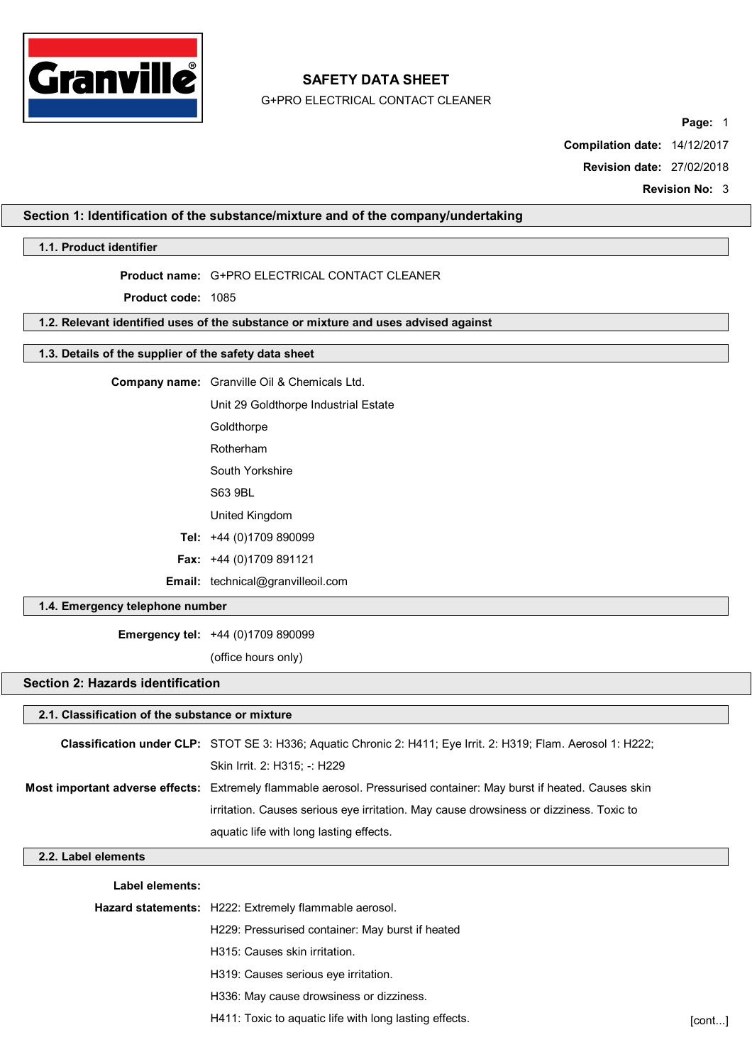Granville®

# SAFETY DATA SHEET

G+PRO ELECTRICAL CONTACT CLEANER

**Compilation date:** 14/12/2017

**Revision date:** 27/02/2018

**Revision No:** 3

## Section 1: Identification of the substance/mixture and of the company/undertaking

### 1.1. Product identifier

**Product name:** G+PRO ELECTRICAL CONTACT CLEANER

**Product code:** 1085

### 1.2. Relevant identified uses of the substance or mixture and uses advised against

### 1.3. Details of the supplier of the safety data sheet

**Company name:** Granville Oil & Chemicals Ltd.

Unit 29 Goldthorpe Industrial Estate

Goldthorpe

Rotherham

South Yorkshire

S63 9BL

United Kingdom

**Tel:** +44 (0)1709 890099

**Fax:** +44 (0)1709 891121

**Email:** technical@granvilleoil.com

### 1.4. Emergency telephone number

**Emergency tel:** +44 (0)1709 890099

(office hours only)

## Section 2: Hazards identification

### 2.1. Classification of the substance or mixture

**Classification under CLP:** STOT SE 3: H336; Aquatic Chronic 2: H411; Eye Irrit. 2: H319; Flam. Aerosol 1: H222; Skin Irrit. 2: H315; -: H229

**Most important adverse effects:** Extremely flammable aerosol. Pressurised container: May burst if heated. Causes skin irritation. Causes serious eye irritation. May cause drowsiness or dizziness. Toxic to aquatic life with long lasting effects.

### 2.2. Label elements

**Label elements:**

**Hazard statements:** H222: Extremely flammable aerosol.

H229: Pressurised container: May burst if heated

H315: Causes skin irritation.

H319: Causes serious eye irritation.

H336: May cause drowsiness or dizziness.

H411: Toxic to aquatic life with long lasting effects.

[cont...]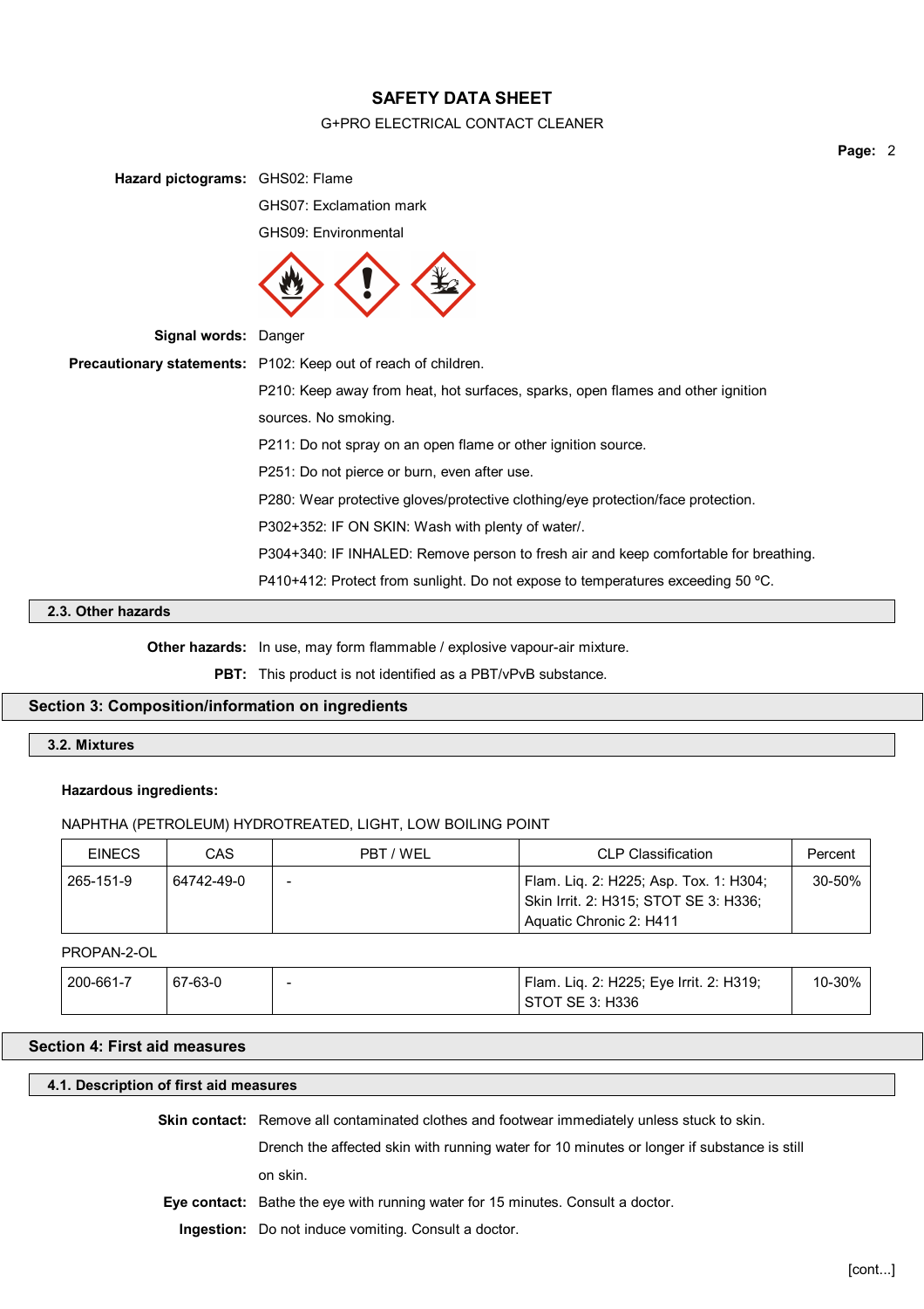**Hazard pictograms:** GHS02: Flame

GHS07: Exclamation mark

GHS09: Environmental

**Signal words:** Danger

**Precautionary statements:** P102: Keep out of reach of children.

P210: Keep away from heat, hot surfaces, sparks, open flames and other ignition sources. No smoking.

P211: Do not spray on an open flame or other ignition source.

P251: Do not pierce or burn, even after use.

P280: Wear protective gloves/protective clothing/eye protection/face protection.

P302+352: IF ON SKIN: Wash with plenty of water/.

P304+340: IF INHALED: Remove person to fresh air and keep comfortable for breathing.

P410+412: Protect from sunlight. Do not expose to temperatures exceeding 50 ºC.

### 2.3. Other hazards

**Other hazards:** In use, may form flammable / explosive vapour-air mixture.

**PBT:** This product is not identified as a PBT/vPvB substance.

## Section 3: Composition/information on ingredients

### 3.2. Mixtures

**Hazardous ingredients:**

NAPHTHA (PETROLEUM) HYDROTREATED, LIGHT, LOW BOILING POINT

| EINECS | CAS | PBT / WEL | CLP Classification | Percent |
|---|---|---|---|---|
| 265-151-9 | 64742-49-0 | - | Flam. Liq. 2: H225; Asp. Tox. 1: H304; Skin Irrit. 2: H315; STOT SE 3: H336; Aquatic Chronic 2: H411 | 30-50% |

PROPAN-2-OL

| EINECS | CAS | PBT / WEL | CLP Classification | Percent |
|---|---|---|---|---|
| 200-661-7 | 67-63-0 | - | Flam. Liq. 2: H225; Eye Irrit. 2: H319; STOT SE 3: H336 | 10-30% |

## Section 4: First aid measures

### 4.1. Description of first aid measures

**Skin contact:** Remove all contaminated clothes and footwear immediately unless stuck to skin. Drench the affected skin with running water for 10 minutes or longer if substance is still on skin.

**Eye contact:** Bathe the eye with running water for 15 minutes. Consult a doctor.

**Ingestion:** Do not induce vomiting. Consult a doctor.

[cont...]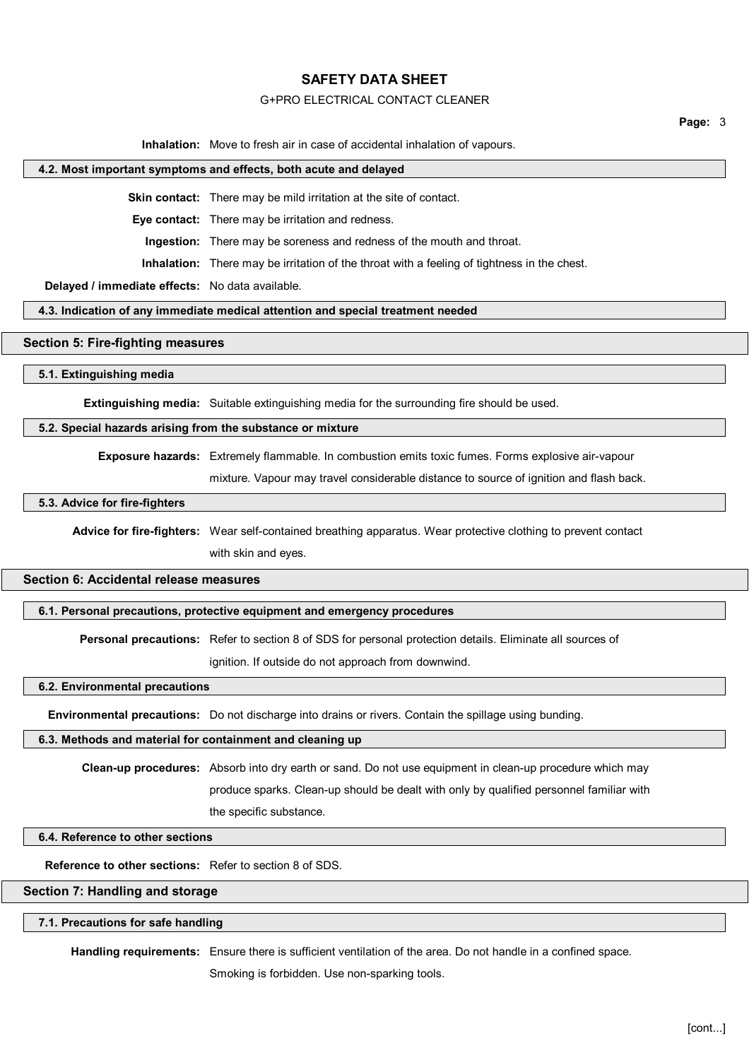**Inhalation:** Move to fresh air in case of accidental inhalation of vapours.

### 4.2. Most important symptoms and effects, both acute and delayed

**Skin contact:** There may be mild irritation at the site of contact.

**Eye contact:** There may be irritation and redness.

**Ingestion:** There may be soreness and redness of the mouth and throat.

**Inhalation:** There may be irritation of the throat with a feeling of tightness in the chest.

**Delayed / immediate effects:** No data available.

### 4.3. Indication of any immediate medical attention and special treatment needed

## Section 5: Fire-fighting measures

### 5.1. Extinguishing media

**Extinguishing media:** Suitable extinguishing media for the surrounding fire should be used.

### 5.2. Special hazards arising from the substance or mixture

**Exposure hazards:** Extremely flammable. In combustion emits toxic fumes. Forms explosive air-vapour mixture. Vapour may travel considerable distance to source of ignition and flash back.

### 5.3. Advice for fire-fighters

**Advice for fire-fighters:** Wear self-contained breathing apparatus. Wear protective clothing to prevent contact with skin and eyes.

## Section 6: Accidental release measures

### 6.1. Personal precautions, protective equipment and emergency procedures

**Personal precautions:** Refer to section 8 of SDS for personal protection details. Eliminate all sources of ignition. If outside do not approach from downwind.

### 6.2. Environmental precautions

**Environmental precautions:** Do not discharge into drains or rivers. Contain the spillage using bunding.

### 6.3. Methods and material for containment and cleaning up

**Clean-up procedures:** Absorb into dry earth or sand. Do not use equipment in clean-up procedure which may produce sparks. Clean-up should be dealt with only by qualified personnel familiar with the specific substance.

### 6.4. Reference to other sections

**Reference to other sections:** Refer to section 8 of SDS.

## Section 7: Handling and storage

### 7.1. Precautions for safe handling

**Handling requirements:** Ensure there is sufficient ventilation of the area. Do not handle in a confined space. Smoking is forbidden. Use non-sparking tools.

[cont...]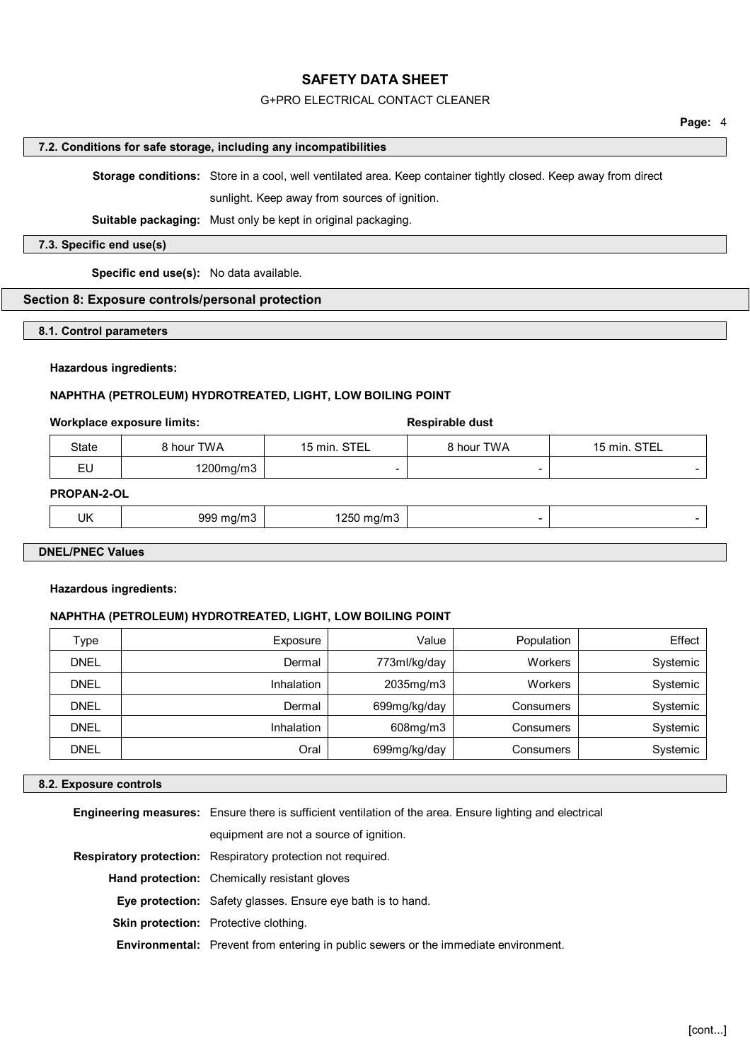#### 7.2. Conditions for safe storage, including any incompatibilities

**Storage conditions:** Store in a cool, well ventilated area. Keep container tightly closed. Keep away from direct sunlight. Keep away from sources of ignition.

**Suitable packaging:** Must only be kept in original packaging.

#### 7.3. Specific end use(s)

**Specific end use(s):** No data available.

## Section 8: Exposure controls/personal protection

#### 8.1. Control parameters

**Hazardous ingredients:**

**NAPHTHA (PETROLEUM) HYDROTREATED, LIGHT, LOW BOILING POINT**

| Workplace exposure limits: | | | Respirable dust | |
|---|---|---|---|---|
| State | 8 hour TWA | 15 min. STEL | 8 hour TWA | 15 min. STEL |
| EU | 1200mg/m3 | - | - | - |
| **PROPAN-2-OL** | | | | |
| UK | 999 mg/m3 | 1250 mg/m3 | - | - |

#### DNEL/PNEC Values

**Hazardous ingredients:**

**NAPHTHA (PETROLEUM) HYDROTREATED, LIGHT, LOW BOILING POINT**

| Type | Exposure | Value | Population | Effect |
|---|---|---|---|---|
| DNEL | Dermal | 773ml/kg/day | Workers | Systemic |
| DNEL | Inhalation | 2035mg/m3 | Workers | Systemic |
| DNEL | Dermal | 699mg/kg/day | Consumers | Systemic |
| DNEL | Inhalation | 608mg/m3 | Consumers | Systemic |
| DNEL | Oral | 699mg/kg/day | Consumers | Systemic |

#### 8.2. Exposure controls

**Engineering measures:** Ensure there is sufficient ventilation of the area. Ensure lighting and electrical equipment are not a source of ignition.

**Respiratory protection:** Respiratory protection not required.

**Hand protection:** Chemically resistant gloves

**Eye protection:** Safety glasses. Ensure eye bath is to hand.

**Skin protection:** Protective clothing.

**Environmental:** Prevent from entering in public sewers or the immediate environment.

[cont...]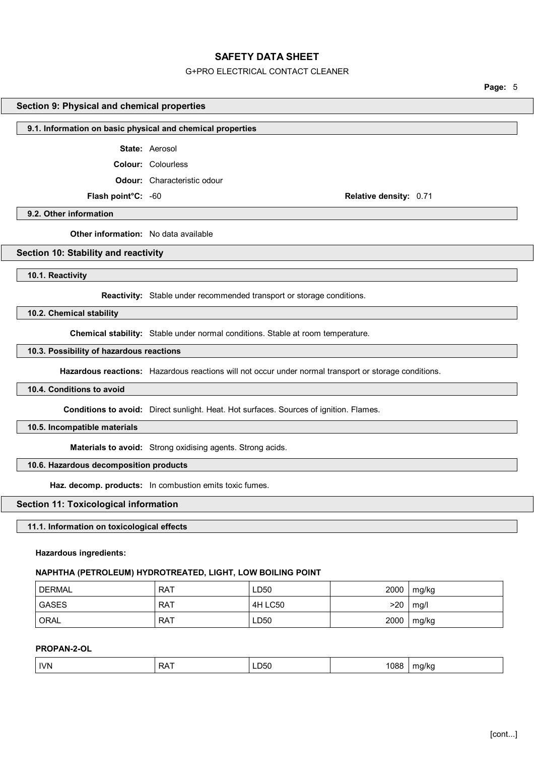## Section 9: Physical and chemical properties

### 9.1. Information on basic physical and chemical properties

**State:** Aerosol

**Colour:** Colourless

**Odour:** Characteristic odour

**Flash point°C:** -60 **Relative density:** 0.71

### 9.2. Other information

**Other information:** No data available

## Section 10: Stability and reactivity

### 10.1. Reactivity

**Reactivity:** Stable under recommended transport or storage conditions.

### 10.2. Chemical stability

**Chemical stability:** Stable under normal conditions. Stable at room temperature.

### 10.3. Possibility of hazardous reactions

**Hazardous reactions:** Hazardous reactions will not occur under normal transport or storage conditions.

### 10.4. Conditions to avoid

**Conditions to avoid:** Direct sunlight. Heat. Hot surfaces. Sources of ignition. Flames.

### 10.5. Incompatible materials

**Materials to avoid:** Strong oxidising agents. Strong acids.

### 10.6. Hazardous decomposition products

**Haz. decomp. products:** In combustion emits toxic fumes.

## Section 11: Toxicological information

### 11.1. Information on toxicological effects

**Hazardous ingredients:**

**NAPHTHA (PETROLEUM) HYDROTREATED, LIGHT, LOW BOILING POINT**

| | | | | |
|---|---|---|---|---|
| DERMAL | RAT | LD50 | 2000 | mg/kg |
| GASES | RAT | 4H LC50 | >20 | mg/l |
| ORAL | RAT | LD50 | 2000 | mg/kg |

**PROPAN-2-OL**

| | | | | |
|---|---|---|---|---|
| IVN | RAT | LD50 | 1088 | mg/kg |

[cont...]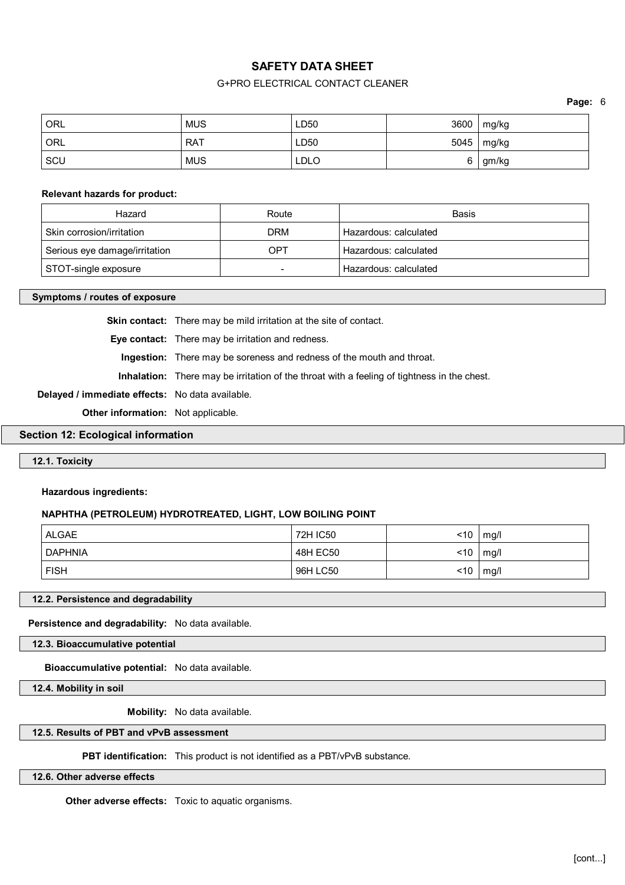| | | | | |
|---|---|---|---|---|
| ORL | MUS | LD50 | 3600 | mg/kg |
| ORL | RAT | LD50 | 5045 | mg/kg |
| SCU | MUS | LDLO | 6 | gm/kg |

**Relevant hazards for product:**

| Hazard | Route | Basis |
|---|---|---|
| Skin corrosion/irritation | DRM | Hazardous: calculated |
| Serious eye damage/irritation | OPT | Hazardous: calculated |
| STOT-single exposure | - | Hazardous: calculated |

### Symptoms / routes of exposure

**Skin contact:** There may be mild irritation at the site of contact.

**Eye contact:** There may be irritation and redness.

**Ingestion:** There may be soreness and redness of the mouth and throat.

**Inhalation:** There may be irritation of the throat with a feeling of tightness in the chest.

**Delayed / immediate effects:** No data available.

**Other information:** Not applicable.

## Section 12: Ecological information

### 12.1. Toxicity

**Hazardous ingredients:**

**NAPHTHA (PETROLEUM) HYDROTREATED, LIGHT, LOW BOILING POINT**

| | | | |
|---|---|---|---|
| ALGAE | 72H IC50 | <10 | mg/l |
| DAPHNIA | 48H EC50 | <10 | mg/l |
| FISH | 96H LC50 | <10 | mg/l |

### 12.2. Persistence and degradability

**Persistence and degradability:** No data available.

### 12.3. Bioaccumulative potential

**Bioaccumulative potential:** No data available.

### 12.4. Mobility in soil

**Mobility:** No data available.

### 12.5. Results of PBT and vPvB assessment

**PBT identification:** This product is not identified as a PBT/vPvB substance.

### 12.6. Other adverse effects

**Other adverse effects:** Toxic to aquatic organisms.

[cont...]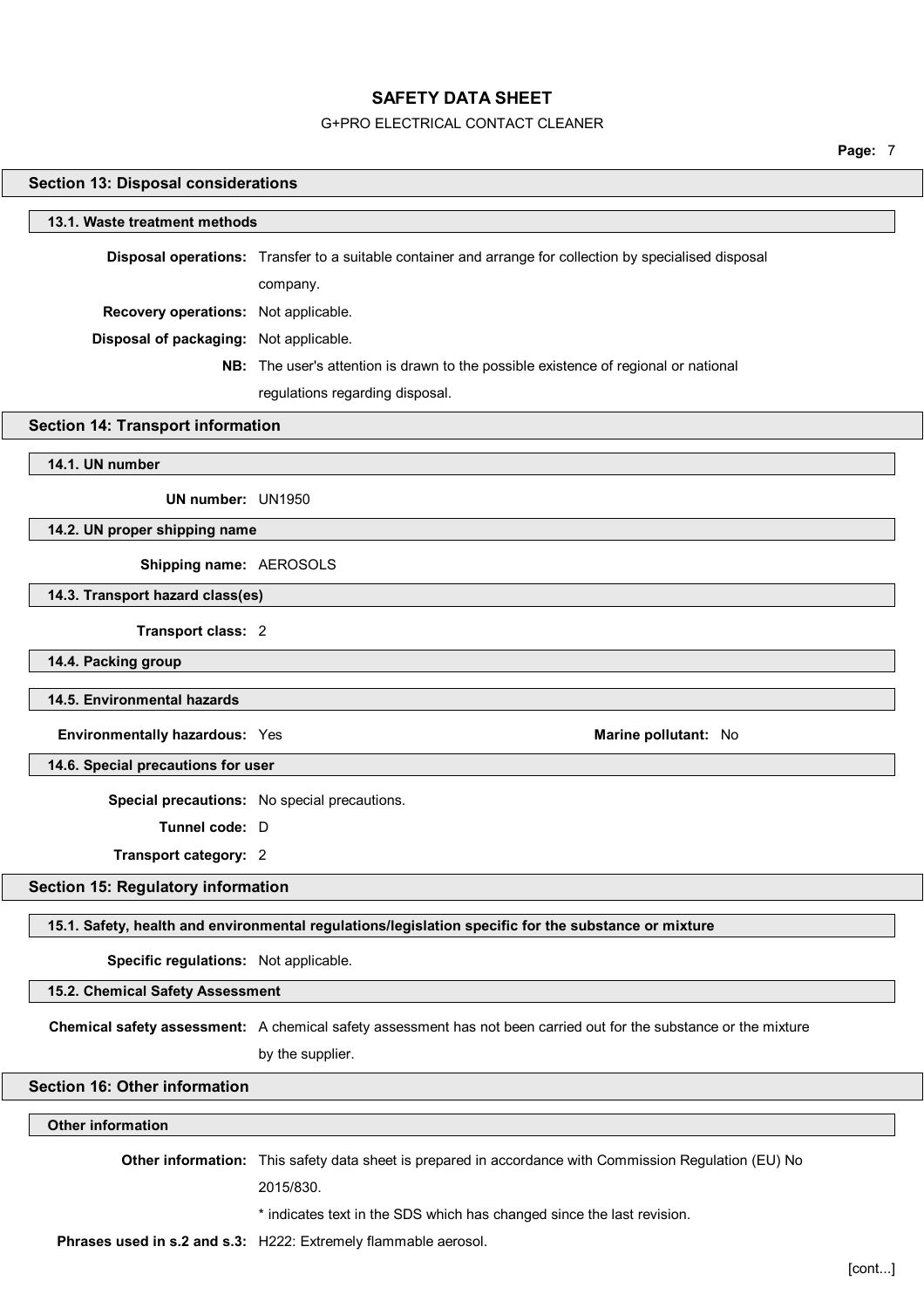## Section 13: Disposal considerations

### 13.1. Waste treatment methods

**Disposal operations:** Transfer to a suitable container and arrange for collection by specialised disposal company.

**Recovery operations:** Not applicable.

**Disposal of packaging:** Not applicable.

**NB:** The user's attention is drawn to the possible existence of regional or national regulations regarding disposal.

## Section 14: Transport information

### 14.1. UN number

**UN number:** UN1950

### 14.2. UN proper shipping name

**Shipping name:** AEROSOLS

### 14.3. Transport hazard class(es)

**Transport class:** 2

### 14.4. Packing group

### 14.5. Environmental hazards

**Environmentally hazardous:** Yes

**Marine pollutant:** No

### 14.6. Special precautions for user

**Special precautions:** No special precautions.

**Tunnel code:** D

**Transport category:** 2

## Section 15: Regulatory information

### 15.1. Safety, health and environmental regulations/legislation specific for the substance or mixture

**Specific regulations:** Not applicable.

### 15.2. Chemical Safety Assessment

**Chemical safety assessment:** A chemical safety assessment has not been carried out for the substance or the mixture by the supplier.

## Section 16: Other information

### Other information

**Other information:** This safety data sheet is prepared in accordance with Commission Regulation (EU) No 2015/830.

* indicates text in the SDS which has changed since the last revision.

**Phrases used in s.2 and s.3:** H222: Extremely flammable aerosol.

[cont...]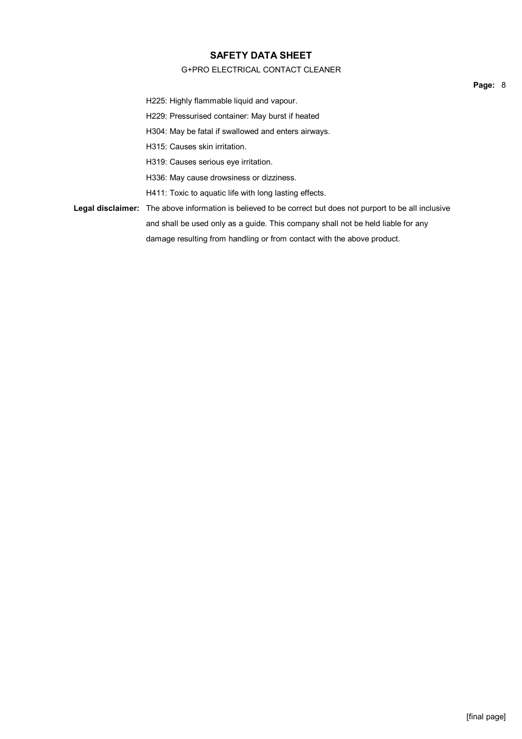H225: Highly flammable liquid and vapour.

H229: Pressurised container: May burst if heated

H304: May be fatal if swallowed and enters airways.

H315: Causes skin irritation.

H319: Causes serious eye irritation.

H336: May cause drowsiness or dizziness.

H411: Toxic to aquatic life with long lasting effects.

**Legal disclaimer:** The above information is believed to be correct but does not purport to be all inclusive and shall be used only as a guide. This company shall not be held liable for any damage resulting from handling or from contact with the above product.